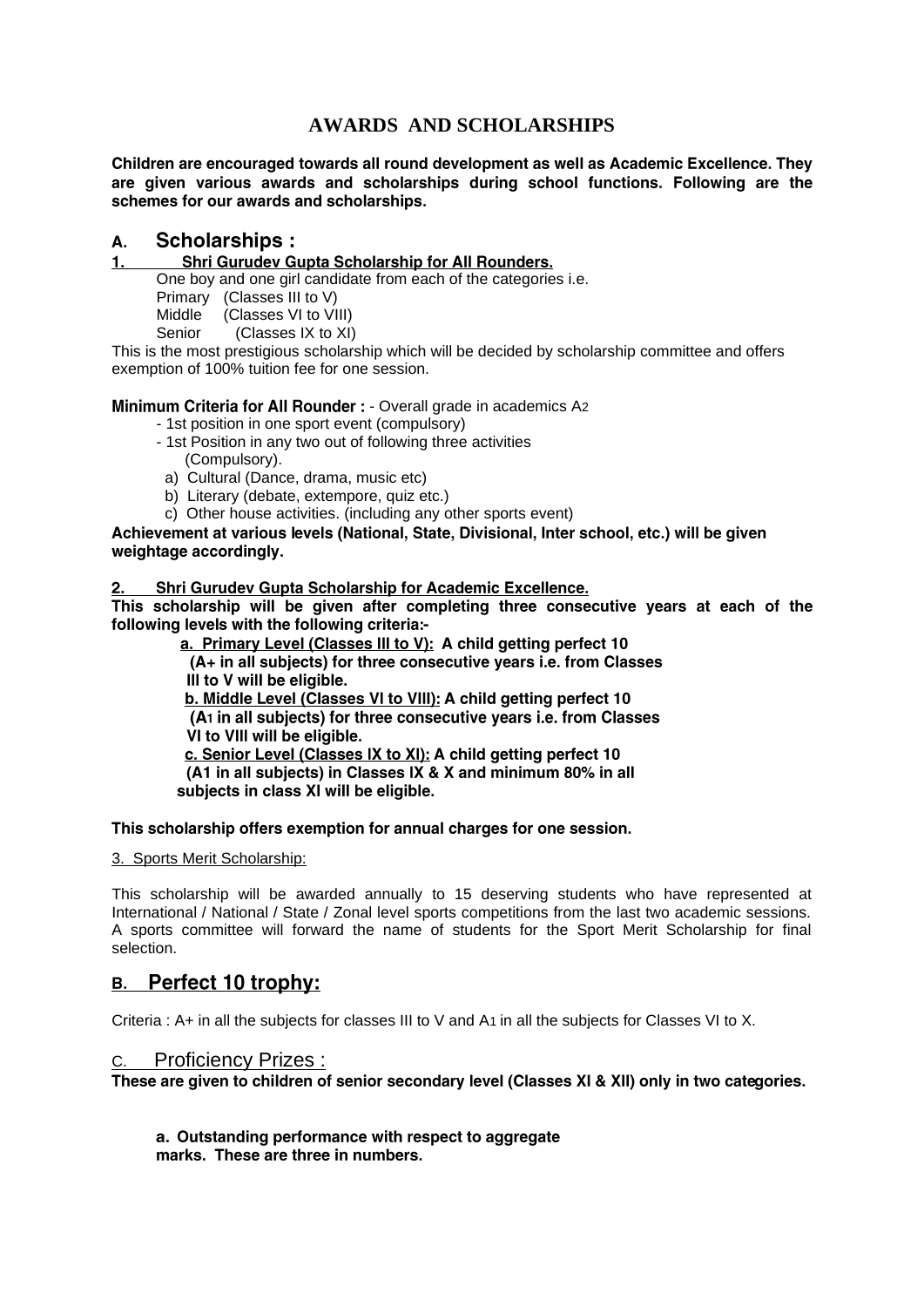# AWARDS AND SCHOLARSHIPS

**Children are encouraged towards all round development as well as Academic Excellence. They are given various awards and scholarships during school functions. Following are the schemes for our awards and scholarships.**

## A. Scholarships :

**1. Shri Gurudev Gupta Scholarship for All Rounders.**

One boy and one girl candidate from each of the categories i.e.

Primary (Classes III to V)
Middle (Classes VI to VIII)
Senior (Classes IX to XI)

This is the most prestigious scholarship which will be decided by scholarship committee and offers exemption of 100% tuition fee for one session.

**Minimum Criteria for All Rounder :** - Overall grade in academics A2

- 1st position in one sport event (compulsory)
- 1st Position in any two out of following three activities (Compulsory).
  a) Cultural (Dance, drama, music etc)
  b) Literary (debate, extempore, quiz etc.)
  c) Other house activities. (including any other sports event)

**Achievement at various levels (National, State, Divisional, Inter school, etc.) will be given weightage accordingly.**

**2. Shri Gurudev Gupta Scholarship for Academic Excellence.**

**This scholarship will be given after completing three consecutive years at each of the following levels with the following criteria:-**

**a. Primary Level (Classes III to V): A child getting perfect 10 (A+ in all subjects) for three consecutive years i.e. from Classes III to V will be eligible.**

**b. Middle Level (Classes VI to VIII): A child getting perfect 10 (A1 in all subjects) for three consecutive years i.e. from Classes VI to VIII will be eligible.**

**c. Senior Level (Classes IX to XI): A child getting perfect 10 (A1 in all subjects) in Classes IX & X and minimum 80% in all subjects in class XI will be eligible.**

**This scholarship offers exemption for annual charges for one session.**

3. Sports Merit Scholarship:

This scholarship will be awarded annually to 15 deserving students who have represented at International / National / State / Zonal level sports competitions from the last two academic sessions. A sports committee will forward the name of students for the Sport Merit Scholarship for final selection.

## B. Perfect 10 trophy:

Criteria : A+ in all the subjects for classes III to V and A1 in all the subjects for Classes VI to X.

## C. Proficiency Prizes :

**These are given to children of senior secondary level (Classes XI & XII) only in two categories.**

**a. Outstanding performance with respect to aggregate marks. These are three in numbers.**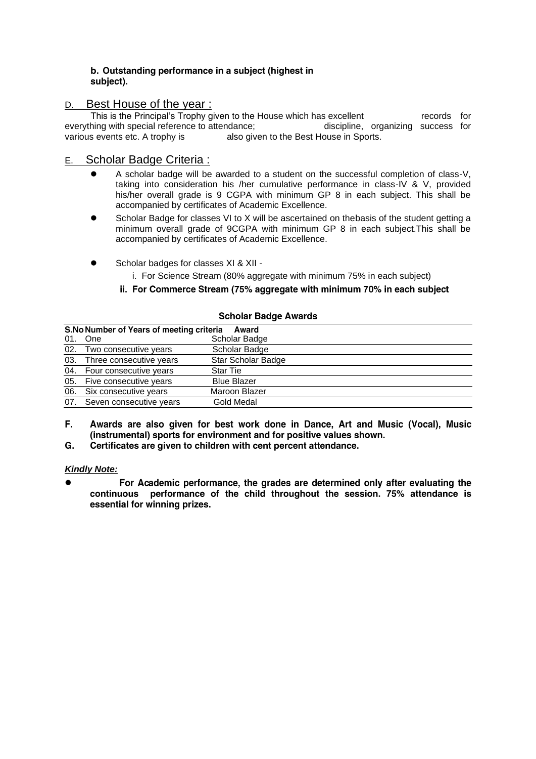**b. Outstanding performance in a subject (highest in subject).**

## D. Best House of the year :

This is the Principal's Trophy given to the House which has excellent records for everything with special reference to attendance; discipline, organizing success for various events etc. A trophy is also given to the Best House in Sports.

## E. Scholar Badge Criteria :

- A scholar badge will be awarded to a student on the successful completion of class-V, taking into consideration his /her cumulative performance in class-IV & V, provided his/her overall grade is 9 CGPA with minimum GP 8 in each subject. This shall be accompanied by certificates of Academic Excellence.
- Scholar Badge for classes VI to X will be ascertained on thebasis of the student getting a minimum overall grade of 9CGPA with minimum GP 8 in each subject.This shall be accompanied by certificates of Academic Excellence.
- Scholar badges for classes XI & XII -
  - i. For Science Stream (80% aggregate with minimum 75% in each subject)
  - **ii. For Commerce Stream (75% aggregate with minimum 70% in each subject**

**Scholar Badge Awards**

| S.No | Number of Years of meeting criteria | Award |
|---|---|---|
| 01. | One | Scholar Badge |
| 02. | Two consecutive years | Scholar Badge |
| 03. | Three consecutive years | Star Scholar Badge |
| 04. | Four consecutive years | Star Tie |
| 05. | Five consecutive years | Blue Blazer |
| 06. | Six consecutive years | Maroon Blazer |
| 07. | Seven consecutive years | Gold Medal |

**F. Awards are also given for best work done in Dance, Art and Music (Vocal), Music (instrumental) sports for environment and for positive values shown.**

**G. Certificates are given to children with cent percent attendance.**

***Kindly Note:***

- **For Academic performance, the grades are determined only after evaluating the continuous performance of the child throughout the session. 75% attendance is essential for winning prizes.**